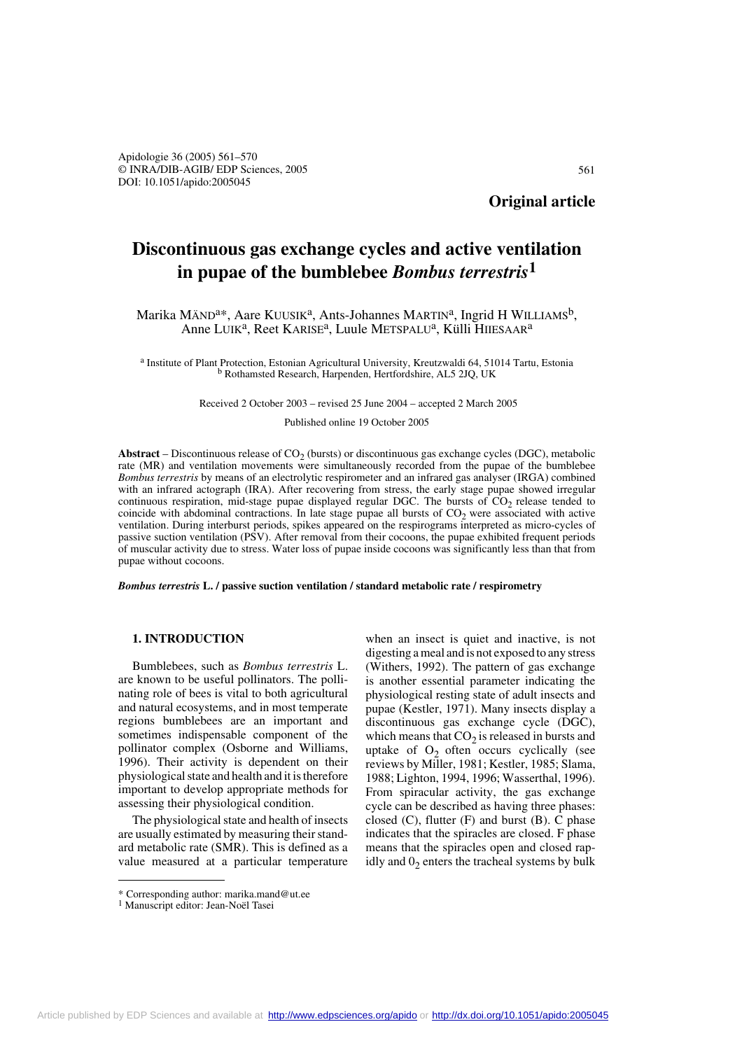Original article

# Discontinuous gas exchange cycles and active ventilation in pupae of the bumblebee *Bombus terrestris*[1]

Marika MÄND[a*], Aare KUUSIK[a], Ants-Johannes MARTIN[a], Ingrid H WILLIAMS[b], Anne LUIK[a], Reet KARISE[a], Luule METSPALU[a], Külli HIIESAAR[a]

[a] Institute of Plant Protection, Estonian Agricultural University, Kreutzwaldi 64, 51014 Tartu, Estonia
[b] Rothamsted Research, Harpenden, Hertfordshire, AL5 2JQ, UK

Received 2 October 2003 – revised 25 June 2004 – accepted 2 March 2005

Published online 19 October 2005

**Abstract** – Discontinuous release of $CO_2$ (bursts) or discontinuous gas exchange cycles (DGC), metabolic rate (MR) and ventilation movements were simultaneously recorded from the pupae of the bumblebee *Bombus terrestris* by means of an electrolytic respirometer and an infrared gas analyser (IRGA) combined with an infrared actograph (IRA). After recovering from stress, the early stage pupae showed irregular continuous respiration, mid-stage pupae displayed regular DGC. The bursts of $CO_2$ release tended to coincide with abdominal contractions. In late stage pupae all bursts of $CO_2$ were associated with active ventilation. During interburst periods, spikes appeared on the respirograms interpreted as micro-cycles of passive suction ventilation (PSV). After removal from their cocoons, the pupae exhibited frequent periods of muscular activity due to stress. Water loss of pupae inside cocoons was significantly less than that from pupae without cocoons.

***Bombus terrestris* L. / passive suction ventilation / standard metabolic rate / respirometry**

## 1. INTRODUCTION

Bumblebees, such as *Bombus terrestris* L. are known to be useful pollinators. The pollinating role of bees is vital to both agricultural and natural ecosystems, and in most temperate regions bumblebees are an important and sometimes indispensable component of the pollinator complex (Osborne and Williams, 1996). Their activity is dependent on their physiological state and health and it is therefore important to develop appropriate methods for assessing their physiological condition.

The physiological state and health of insects are usually estimated by measuring their standard metabolic rate (SMR). This is defined as a value measured at a particular temperature when an insect is quiet and inactive, is not digesting a meal and is not exposed to any stress (Withers, 1992). The pattern of gas exchange is another essential parameter indicating the physiological resting state of adult insects and pupae (Kestler, 1971). Many insects display a discontinuous gas exchange cycle (DGC), which means that $CO_2$ is released in bursts and uptake of $O_2$ often occurs cyclically (see reviews by Miller, 1981; Kestler, 1985; Slama, 1988; Lighton, 1994, 1996; Wasserthal, 1996). From spiracular activity, the gas exchange cycle can be described as having three phases: closed (C), flutter (F) and burst (B). C phase indicates that the spiracles are closed. F phase means that the spiracles open and closed rapidly and $0_2$ enters the tracheal systems by bulk

\* Corresponding author: marika.mand@ut.ee

[1] Manuscript editor: Jean-Noël Tasei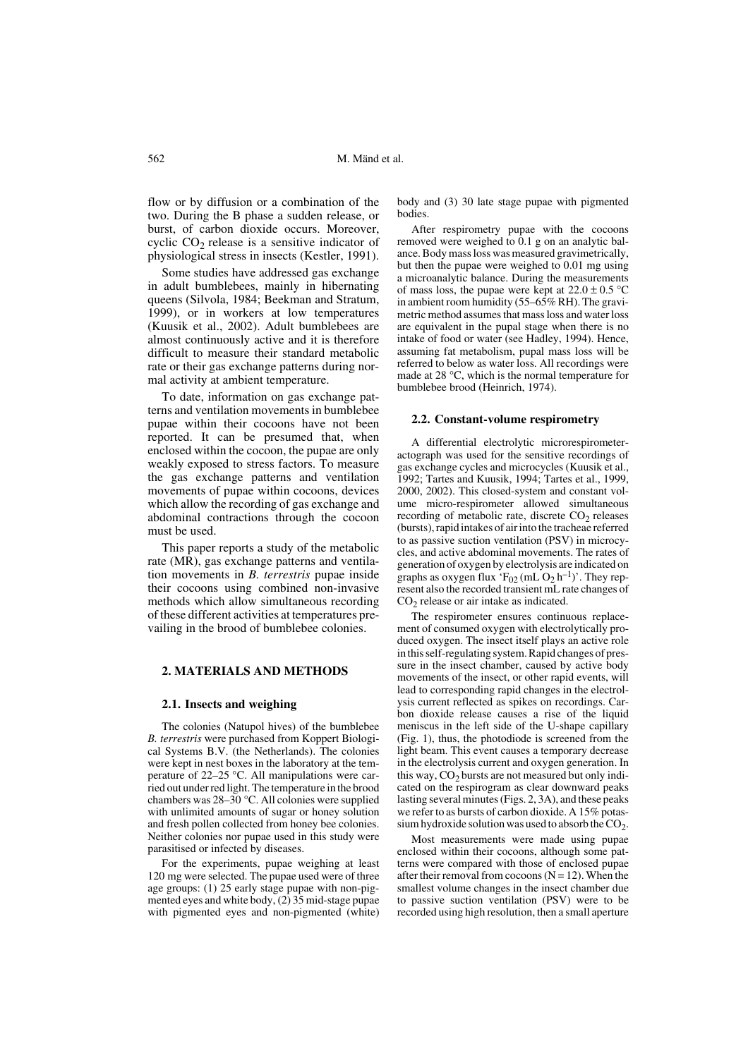flow or by diffusion or a combination of the two. During the B phase a sudden release, or burst, of carbon dioxide occurs. Moreover, cyclic $CO_2$ release is a sensitive indicator of physiological stress in insects (Kestler, 1991).

Some studies have addressed gas exchange in adult bumblebees, mainly in hibernating queens (Silvola, 1984; Beekman and Stratum, 1999), or in workers at low temperatures (Kuusik et al., 2002). Adult bumblebees are almost continuously active and it is therefore difficult to measure their standard metabolic rate or their gas exchange patterns during normal activity at ambient temperature.

To date, information on gas exchange patterns and ventilation movements in bumblebee pupae within their cocoons have not been reported. It can be presumed that, when enclosed within the cocoon, the pupae are only weakly exposed to stress factors. To measure the gas exchange patterns and ventilation movements of pupae within cocoons, devices which allow the recording of gas exchange and abdominal contractions through the cocoon must be used.

This paper reports a study of the metabolic rate (MR), gas exchange patterns and ventilation movements in *B. terrestris* pupae inside their cocoons using combined non-invasive methods which allow simultaneous recording of these different activities at temperatures prevailing in the brood of bumblebee colonies.

## 2. MATERIALS AND METHODS

### 2.1. Insects and weighing

The colonies (Natupol hives) of the bumblebee *B. terrestris* were purchased from Koppert Biological Systems B.V. (the Netherlands). The colonies were kept in nest boxes in the laboratory at the temperature of 22–25 °C. All manipulations were carried out under red light. The temperature in the brood chambers was 28–30 °C. All colonies were supplied with unlimited amounts of sugar or honey solution and fresh pollen collected from honey bee colonies. Neither colonies nor pupae used in this study were parasitised or infected by diseases.

For the experiments, pupae weighing at least 120 mg were selected. The pupae used were of three age groups: (1) 25 early stage pupae with non-pigmented eyes and white body, (2) 35 mid-stage pupae with pigmented eyes and non-pigmented (white) body and (3) 30 late stage pupae with pigmented bodies.

After respirometry pupae with the cocoons removed were weighed to 0.1 g on an analytic balance. Body mass loss was measured gravimetrically, but then the pupae were weighed to 0.01 mg using a microanalytic balance. During the measurements of mass loss, the pupae were kept at 22.0 ± 0.5 °C in ambient room humidity (55–65% RH). The gravimetric method assumes that mass loss and water loss are equivalent in the pupal stage when there is no intake of food or water (see Hadley, 1994). Hence, assuming fat metabolism, pupal mass loss will be referred to below as water loss. All recordings were made at 28 °C, which is the normal temperature for bumblebee brood (Heinrich, 1974).

### 2.2. Constant-volume respirometry

A differential electrolytic microrespirometer-actograph was used for the sensitive recordings of gas exchange cycles and microcycles (Kuusik et al., 1992; Tartes and Kuusik, 1994; Tartes et al., 1999, 2000, 2002). This closed-system and constant volume micro-respirometer allowed simultaneous recording of metabolic rate, discrete $CO_2$ releases (bursts), rapid intakes of air into the tracheae referred to as passive suction ventilation (PSV) in microcycles, and active abdominal movements. The rates of generation of oxygen by electrolysis are indicated on graphs as oxygen flux '$F_{O2}$ (mL $O_2$ $h^{-1}$)'. They represent also the recorded transient mL rate changes of $CO_2$ release or air intake as indicated.

The respirometer ensures continuous replacement of consumed oxygen with electrolytically produced oxygen. The insect itself plays an active role in this self-regulating system. Rapid changes of pressure in the insect chamber, caused by active body movements of the insect, or other rapid events, will lead to corresponding rapid changes in the electrolysis current reflected as spikes on recordings. Carbon dioxide release causes a rise of the liquid meniscus in the left side of the U-shape capillary (Fig. 1), thus, the photodiode is screened from the light beam. This event causes a temporary decrease in the electrolysis current and oxygen generation. In this way, $CO_2$ bursts are not measured but only indicated on the respirogram as clear downward peaks lasting several minutes (Figs. 2, 3A), and these peaks we refer to as bursts of carbon dioxide. A 15% potassium hydroxide solution was used to absorb the $CO_2$.

Most measurements were made using pupae enclosed within their cocoons, although some patterns were compared with those of enclosed pupae after their removal from cocoons (N = 12). When the smallest volume changes in the insect chamber due to passive suction ventilation (PSV) were to be recorded using high resolution, then a small aperture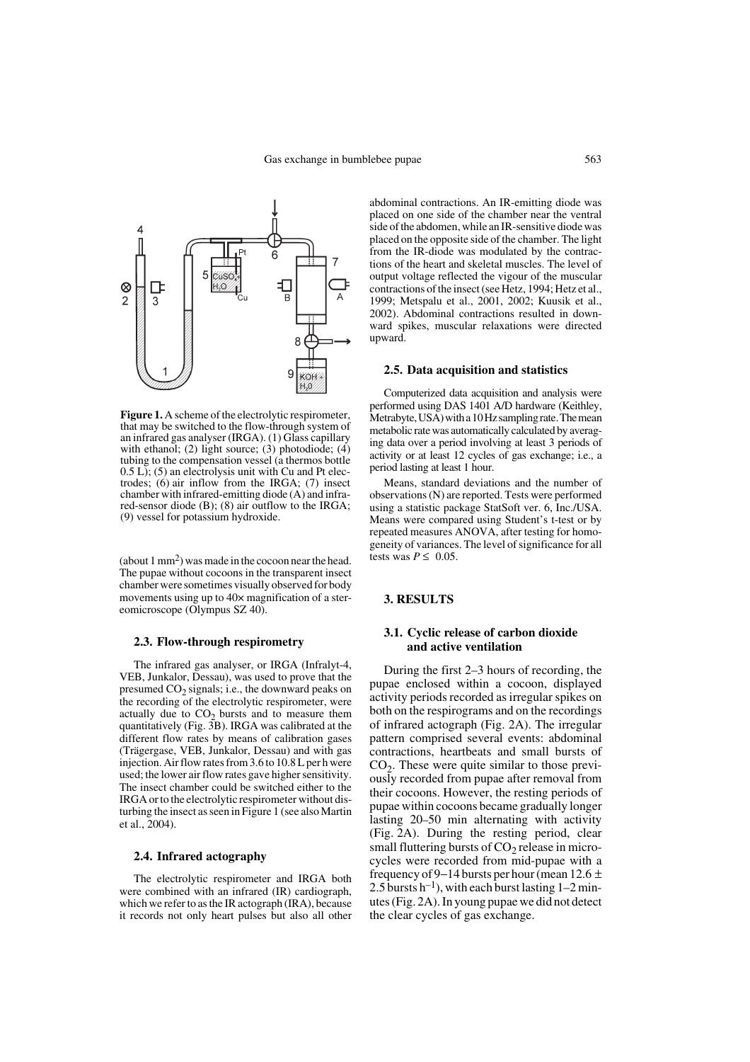**Figure 1.** A scheme of the electrolytic respirometer, that may be switched to the flow-through system of an infrared gas analyser (IRGA). (1) Glass capillary with ethanol; (2) light source; (3) photodiode; (4) tubing to the compensation vessel (a thermos bottle 0.5 L); (5) an electrolysis unit with Cu and Pt electrodes; (6) air inflow from the IRGA; (7) insect chamber with infrared-emitting diode (A) and infrared-sensor diode (B); (8) air outflow to the IRGA; (9) vessel for potassium hydroxide.

(about 1 $mm^2$) was made in the cocoon near the head. The pupae without cocoons in the transparent insect chamber were sometimes visually observed for body movements using up to 40× magnification of a stereomicroscope (Olympus SZ 40).

### 2.3. Flow-through respirometry

The infrared gas analyser, or IRGA (Infralyt-4, VEB, Junkalor, Dessau), was used to prove that the presumed $CO_2$ signals; i.e., the downward peaks on the recording of the electrolytic respirometer, were actually due to $CO_2$ bursts and to measure them quantitatively (Fig. 3B). IRGA was calibrated at the different flow rates by means of calibration gases (Trägergase, VEB, Junkalor, Dessau) and with gas injection. Air flow rates from 3.6 to 10.8 L per h were used; the lower air flow rates gave higher sensitivity. The insect chamber could be switched either to the IRGA or to the electrolytic respirometer without disturbing the insect as seen in Figure 1 (see also Martin et al., 2004).

### 2.4. Infrared actography

The electrolytic respirometer and IRGA both were combined with an infrared (IR) cardiograph, which we refer to as the IR actograph (IRA), because it records not only heart pulses but also all other abdominal contractions. An IR-emitting diode was placed on one side of the chamber near the ventral side of the abdomen, while an IR-sensitive diode was placed on the opposite side of the chamber. The light from the IR-diode was modulated by the contractions of the heart and skeletal muscles. The level of output voltage reflected the vigour of the muscular contractions of the insect (see Hetz, 1994; Hetz et al., 1999; Metspalu et al., 2001, 2002; Kuusik et al., 2002). Abdominal contractions resulted in downward spikes, muscular relaxations were directed upward.

### 2.5. Data acquisition and statistics

Computerized data acquisition and analysis were performed using DAS 1401 A/D hardware (Keithley, Metrabyte, USA) with a 10 Hz sampling rate. The mean metabolic rate was automatically calculated by averaging data over a period involving at least 3 periods of activity or at least 12 cycles of gas exchange; i.e., a period lasting at least 1 hour.

Means, standard deviations and the number of observations (N) are reported. Tests were performed using a statistic package StatSoft ver. 6, Inc./USA. Means were compared using Student's t-test or by repeated measures ANOVA, after testing for homogeneity of variances. The level of significance for all tests was $P \leq 0.05$.

## 3. RESULTS

### 3.1. Cyclic release of carbon dioxide and active ventilation

During the first 2–3 hours of recording, the pupae enclosed within a cocoon, displayed activity periods recorded as irregular spikes on both on the respirograms and on the recordings of infrared actograph (Fig. 2A). The irregular pattern comprised several events: abdominal contractions, heartbeats and small bursts of $CO_2$. These were quite similar to those previously recorded from pupae after removal from their cocoons. However, the resting periods of pupae within cocoons became gradually longer lasting 20–50 min alternating with activity (Fig. 2A). During the resting period, clear small fluttering bursts of $CO_2$ release in microcycles were recorded from mid-pupae with a frequency of 9–14 bursts per hour (mean 12.6 ± 2.5 bursts $h^{-1}$), with each burst lasting 1–2 minutes (Fig. 2A). In young pupae we did not detect the clear cycles of gas exchange.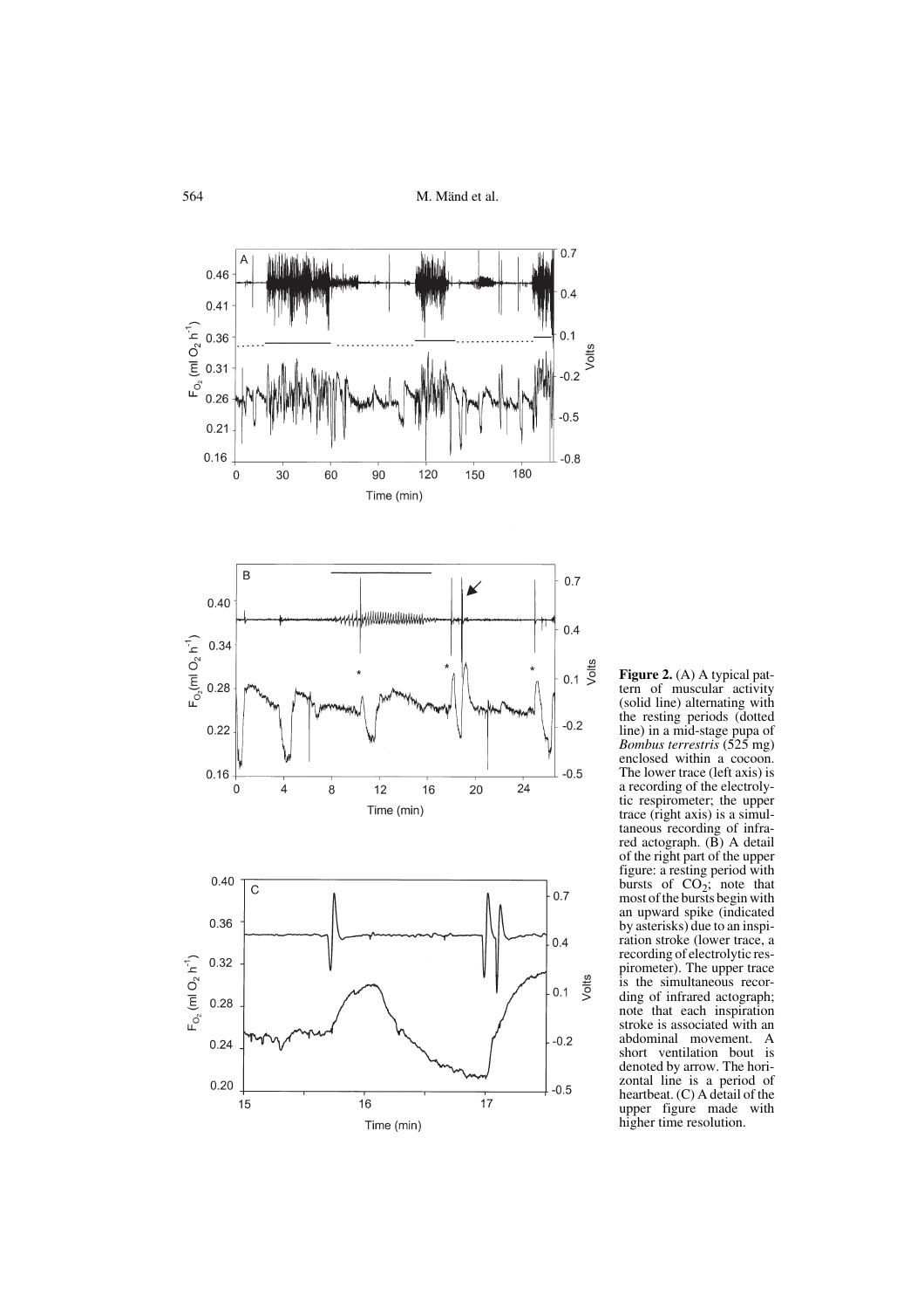**Figure 2.** (A) A typical pattern of muscular activity (solid line) alternating with the resting periods (dotted line) in a mid-stage pupa of *Bombus terrestris* (525 mg) enclosed within a cocoon. The lower trace (left axis) is a recording of the electrolytic respirometer; the upper trace (right axis) is a simultaneous recording of infrared actograph. (B) A detail of the right part of the upper figure: a resting period with bursts of $CO_2$; note that most of the bursts begin with an upward spike (indicated by asterisks) due to an inspiration stroke (lower trace, a recording of electrolytic respirometer). The upper trace is the simultaneous recording of infrared actograph; note that each inspiration stroke is associated with an abdominal movement. A short ventilation bout is denoted by arrow. The horizontal line is a period of heartbeat. (C) A detail of the upper figure made with higher time resolution.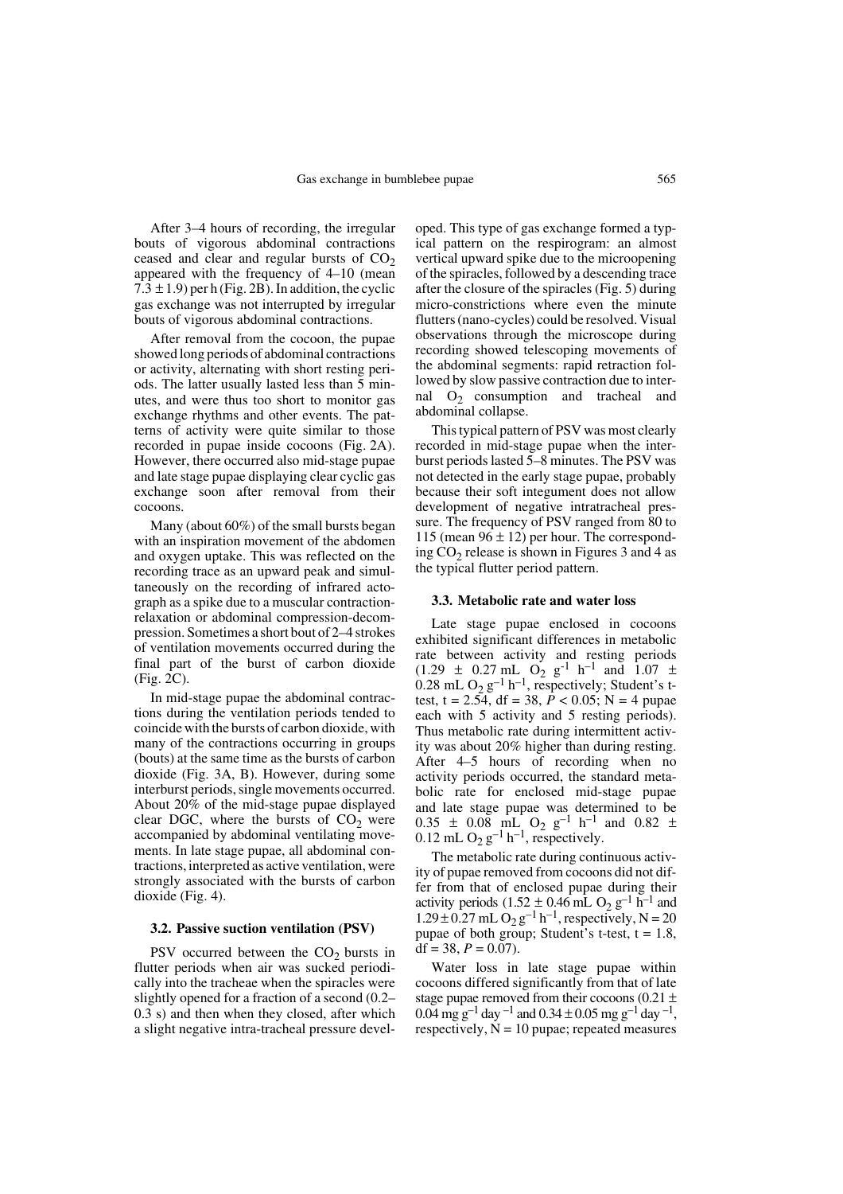After 3–4 hours of recording, the irregular bouts of vigorous abdominal contractions ceased and clear and regular bursts of $CO_2$ appeared with the frequency of 4–10 (mean $7.3 \pm 1.9$) per h (Fig. 2B). In addition, the cyclic gas exchange was not interrupted by irregular bouts of vigorous abdominal contractions.

After removal from the cocoon, the pupae showed long periods of abdominal contractions or activity, alternating with short resting periods. The latter usually lasted less than 5 minutes, and were thus too short to monitor gas exchange rhythms and other events. The patterns of activity were quite similar to those recorded in pupae inside cocoons (Fig. 2A). However, there occurred also mid-stage pupae and late stage pupae displaying clear cyclic gas exchange soon after removal from their cocoons.

Many (about 60%) of the small bursts began with an inspiration movement of the abdomen and oxygen uptake. This was reflected on the recording trace as an upward peak and simultaneously on the recording of infrared actograph as a spike due to a muscular contraction-relaxation or abdominal compression-decompression. Sometimes a short bout of 2–4 strokes of ventilation movements occurred during the final part of the burst of carbon dioxide (Fig. 2C).

In mid-stage pupae the abdominal contractions during the ventilation periods tended to coincide with the bursts of carbon dioxide, with many of the contractions occurring in groups (bouts) at the same time as the bursts of carbon dioxide (Fig. 3A, B). However, during some interburst periods, single movements occurred. About 20% of the mid-stage pupae displayed clear DGC, where the bursts of $CO_2$ were accompanied by abdominal ventilating movements. In late stage pupae, all abdominal contractions, interpreted as active ventilation, were strongly associated with the bursts of carbon dioxide (Fig. 4).

### 3.2. Passive suction ventilation (PSV)

PSV occurred between the $CO_2$ bursts in flutter periods when air was sucked periodically into the tracheae when the spiracles were slightly opened for a fraction of a second (0.2–0.3 s) and then when they closed, after which a slight negative intra-tracheal pressure developed. This type of gas exchange formed a typical pattern on the respirogram: an almost vertical upward spike due to the microopening of the spiracles, followed by a descending trace after the closure of the spiracles (Fig. 5) during micro-constrictions where even the minute flutters (nano-cycles) could be resolved. Visual observations through the microscope during recording showed telescoping movements of the abdominal segments: rapid retraction followed by slow passive contraction due to internal $O_2$ consumption and tracheal and abdominal collapse.

This typical pattern of PSV was most clearly recorded in mid-stage pupae when the interburst periods lasted 5–8 minutes. The PSV was not detected in the early stage pupae, probably because their soft integument does not allow development of negative intratracheal pressure. The frequency of PSV ranged from 80 to 115 (mean $96 \pm 12$) per hour. The corresponding $CO_2$ release is shown in Figures 3 and 4 as the typical flutter period pattern.

### 3.3. Metabolic rate and water loss

Late stage pupae enclosed in cocoons exhibited significant differences in metabolic rate between activity and resting periods ($1.29 \pm 0.27$ mL $O_2$ $g^{-1}$ $h^{-1}$ and $1.07 \pm 0.28$ mL $O_2$ $g^{-1}$ $h^{-1}$, respectively; Student's t-test, $t = 2.54$, $df = 38$, $P < 0.05$; $N = 4$ pupae each with 5 activity and 5 resting periods). Thus metabolic rate during intermittent activity was about 20% higher than during resting. After 4–5 hours of recording when no activity periods occurred, the standard metabolic rate for enclosed mid-stage pupae and late stage pupae was determined to be $0.35 \pm 0.08$ mL $O_2$ $g^{-1}$ $h^{-1}$ and $0.82 \pm 0.12$ mL $O_2$ $g^{-1}$ $h^{-1}$, respectively.

The metabolic rate during continuous activity of pupae removed from cocoons did not differ from that of enclosed pupae during their activity periods ($1.52 \pm 0.46$ mL $O_2$ $g^{-1}$ $h^{-1}$ and $1.29 \pm 0.27$ mL $O_2$ $g^{-1}$ $h^{-1}$, respectively, $N = 20$ pupae of both group; Student's t-test, $t = 1.8$, $df = 38$, $P = 0.07$).

Water loss in late stage pupae within cocoons differed significantly from that of late stage pupae removed from their cocoons ($0.21 \pm 0.04$ mg $g^{-1}$ $day^{-1}$ and $0.34 \pm 0.05$ mg $g^{-1}$ $day^{-1}$, respectively, $N = 10$ pupae; repeated measures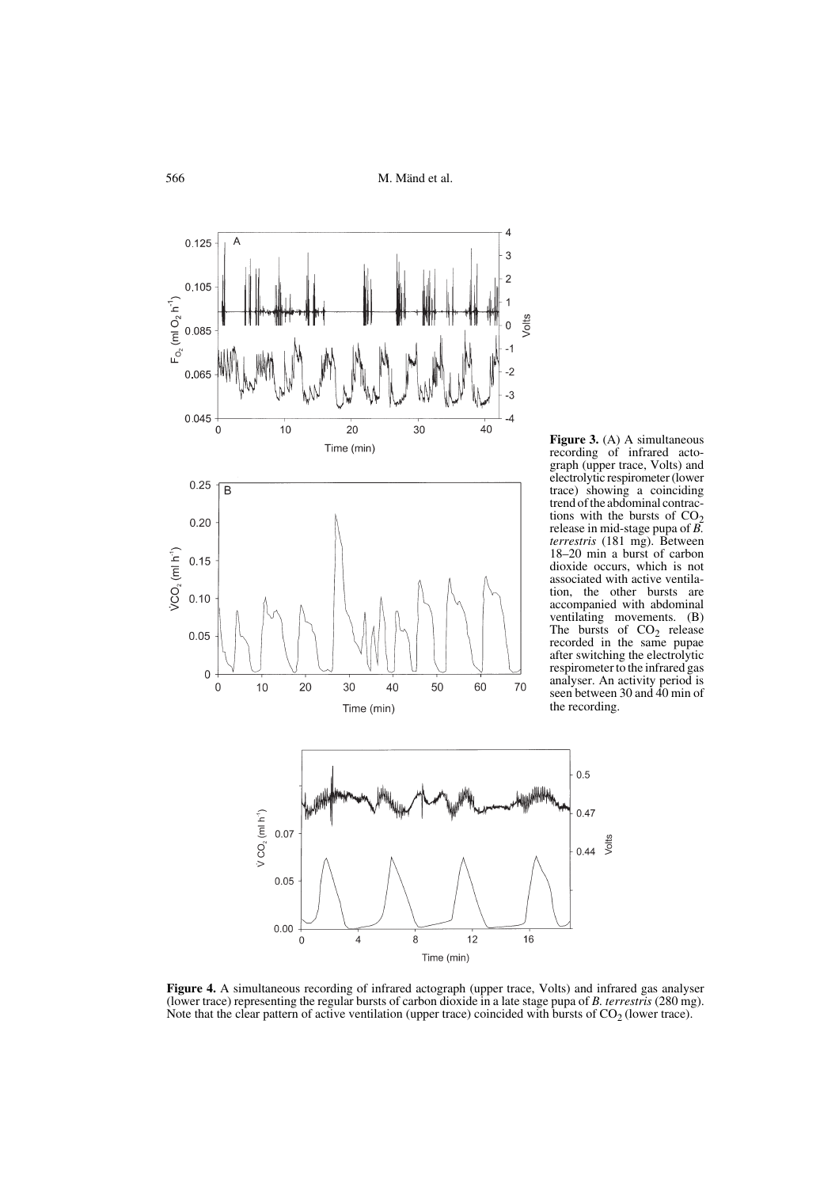**Figure 3.** (A) A simultaneous recording of infrared actograph (upper trace, Volts) and electrolytic respirometer (lower trace) showing a coinciding trend of the abdominal contractions with the bursts of $CO_2$ release in mid-stage pupa of *B. terrestris* (181 mg). Between 18–20 min a burst of carbon dioxide occurs, which is not associated with active ventilation, the other bursts are accompanied with abdominal ventilating movements. (B) The bursts of $CO_2$ release recorded in the same pupae after switching the electrolytic respirometer to the infrared gas analyser. An activity period is seen between 30 and 40 min of the recording.

**Figure 4.** A simultaneous recording of infrared actograph (upper trace, Volts) and infrared gas analyser (lower trace) representing the regular bursts of carbon dioxide in a late stage pupa of *B. terrestris* (280 mg). Note that the clear pattern of active ventilation (upper trace) coincided with bursts of $CO_2$ (lower trace).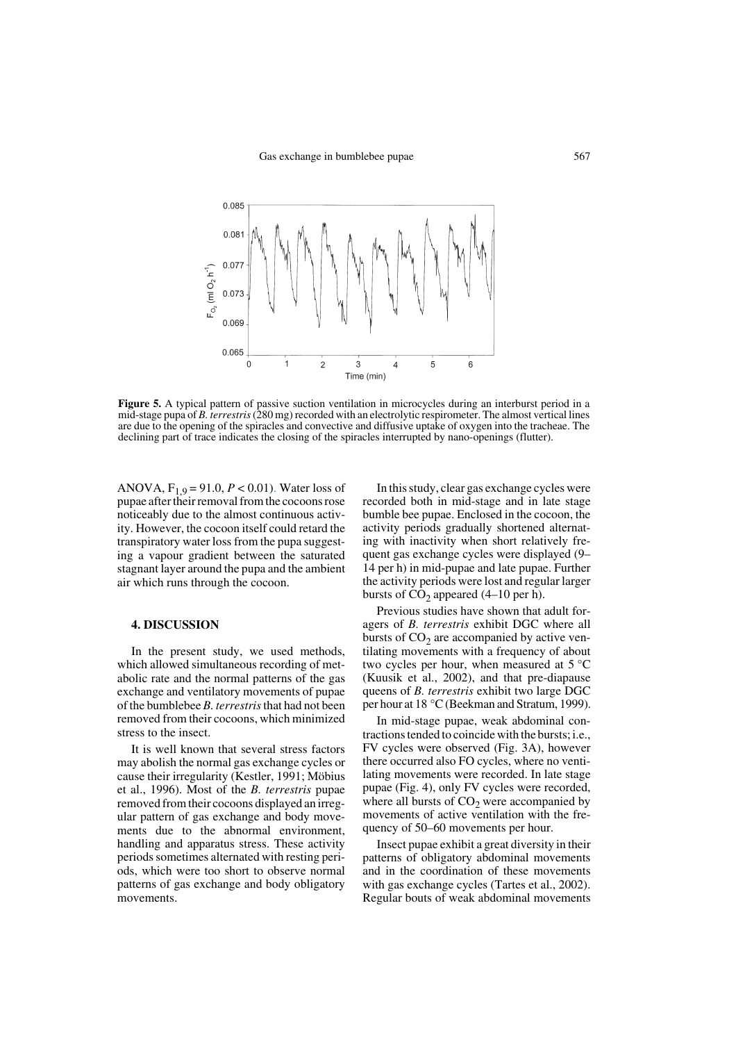**Figure 5.** A typical pattern of passive suction ventilation in microcycles during an interburst period in a mid-stage pupa of *B. terrestris* (280 mg) recorded with an electrolytic respirometer. The almost vertical lines are due to the opening of the spiracles and convective and diffusive uptake of oxygen into the tracheae. The declining part of trace indicates the closing of the spiracles interrupted by nano-openings (flutter).

ANOVA, $F_{1,9} = 91.0$, $P < 0.01$). Water loss of pupae after their removal from the cocoons rose noticeably due to the almost continuous activity. However, the cocoon itself could retard the transpiratory water loss from the pupa suggesting a vapour gradient between the saturated stagnant layer around the pupa and the ambient air which runs through the cocoon.

## 4. DISCUSSION

In the present study, we used methods, which allowed simultaneous recording of metabolic rate and the normal patterns of the gas exchange and ventilatory movements of pupae of the bumblebee *B. terrestris* that had not been removed from their cocoons, which minimized stress to the insect.

It is well known that several stress factors may abolish the normal gas exchange cycles or cause their irregularity (Kestler, 1991; Möbius et al., 1996). Most of the *B. terrestris* pupae removed from their cocoons displayed an irregular pattern of gas exchange and body movements due to the abnormal environment, handling and apparatus stress. These activity periods sometimes alternated with resting periods, which were too short to observe normal patterns of gas exchange and body obligatory movements.

In this study, clear gas exchange cycles were recorded both in mid-stage and in late stage bumble bee pupae. Enclosed in the cocoon, the activity periods gradually shortened alternating with inactivity when short relatively frequent gas exchange cycles were displayed (9–14 per h) in mid-pupae and late pupae. Further the activity periods were lost and regular larger bursts of $CO_2$ appeared (4–10 per h).

Previous studies have shown that adult foragers of *B. terrestris* exhibit DGC where all bursts of $CO_2$ are accompanied by active ventilating movements with a frequency of about two cycles per hour, when measured at 5 °C (Kuusik et al., 2002), and that pre-diapause queens of *B. terrestris* exhibit two large DGC per hour at 18 °C (Beekman and Stratum, 1999).

In mid-stage pupae, weak abdominal contractions tended to coincide with the bursts; i.e., FV cycles were observed (Fig. 3A), however there occurred also FO cycles, where no ventilating movements were recorded. In late stage pupae (Fig. 4), only FV cycles were recorded, where all bursts of $CO_2$ were accompanied by movements of active ventilation with the frequency of 50–60 movements per hour.

Insect pupae exhibit a great diversity in their patterns of obligatory abdominal movements and in the coordination of these movements with gas exchange cycles (Tartes et al., 2002). Regular bouts of weak abdominal movements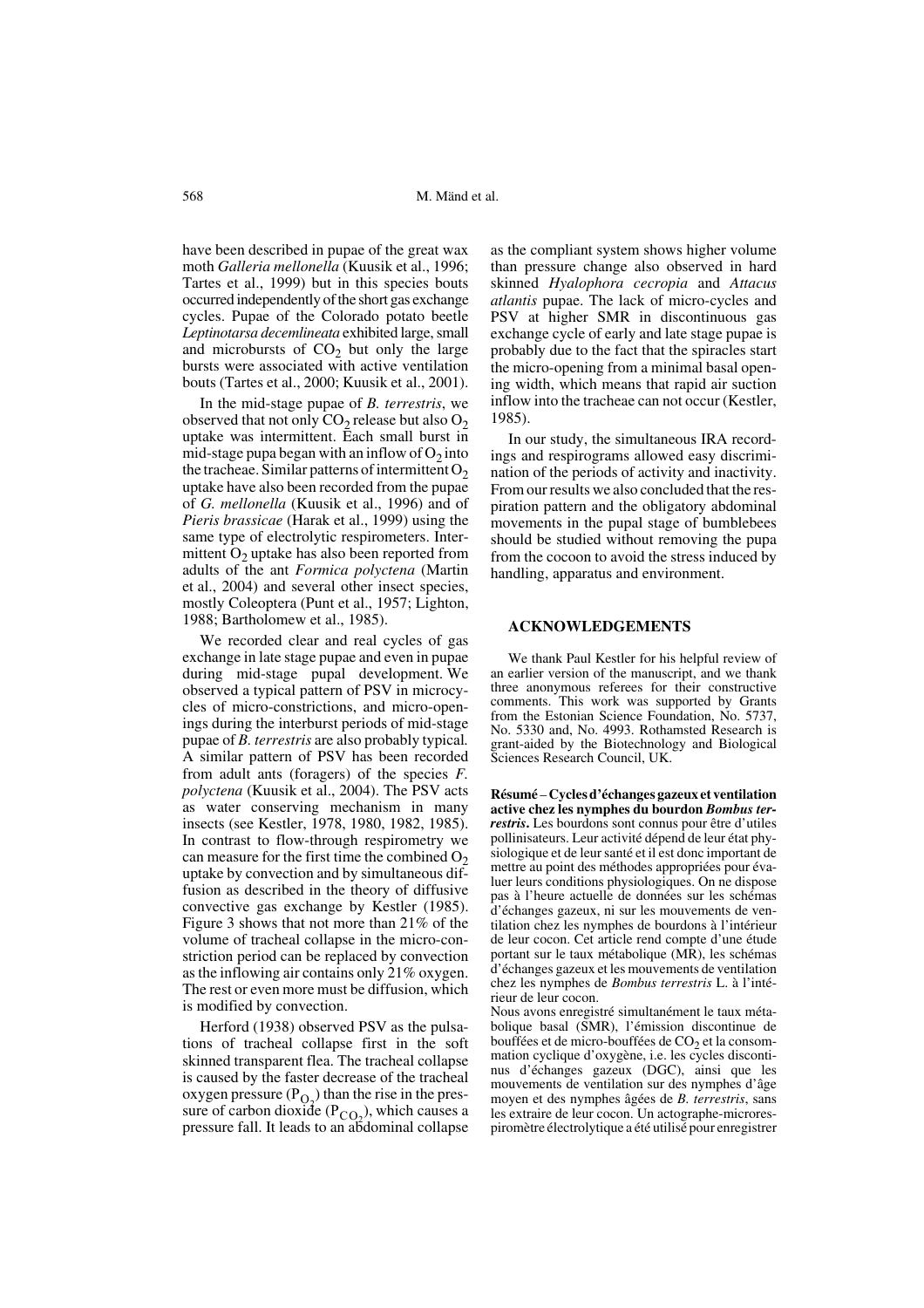have been described in pupae of the great wax moth *Galleria mellonella* (Kuusik et al., 1996; Tartes et al., 1999) but in this species bouts occurred independently of the short gas exchange cycles. Pupae of the Colorado potato beetle *Leptinotarsa decemlineata* exhibited large, small and microbursts of $CO_2$ but only the large bursts were associated with active ventilation bouts (Tartes et al., 2000; Kuusik et al., 2001).

In the mid-stage pupae of *B. terrestris*, we observed that not only $CO_2$ release but also $O_2$ uptake was intermittent. Each small burst in mid-stage pupa began with an inflow of $O_2$ into the tracheae. Similar patterns of intermittent $O_2$ uptake have also been recorded from the pupae of *G. mellonella* (Kuusik et al., 1996) and of *Pieris brassicae* (Harak et al., 1999) using the same type of electrolytic respirometers. Intermittent $O_2$ uptake has also been reported from adults of the ant *Formica polyctena* (Martin et al., 2004) and several other insect species, mostly Coleoptera (Punt et al., 1957; Lighton, 1988; Bartholomew et al., 1985).

We recorded clear and real cycles of gas exchange in late stage pupae and even in pupae during mid-stage pupal development. We observed a typical pattern of PSV in microcycles of micro-constrictions, and micro-openings during the interburst periods of mid-stage pupae of *B. terrestris* are also probably typical. A similar pattern of PSV has been recorded from adult ants (foragers) of the species *F. polyctena* (Kuusik et al., 2004). The PSV acts as water conserving mechanism in many insects (see Kestler, 1978, 1980, 1982, 1985). In contrast to flow-through respirometry we can measure for the first time the combined $O_2$ uptake by convection and by simultaneous diffusion as described in the theory of diffusive convective gas exchange by Kestler (1985). Figure 3 shows that not more than 21% of the volume of tracheal collapse in the micro-constriction period can be replaced by convection as the inflowing air contains only 21% oxygen. The rest or even more must be diffusion, which is modified by convection.

Herford (1938) observed PSV as the pulsations of tracheal collapse first in the soft skinned transparent flea. The tracheal collapse is caused by the faster decrease of the tracheal oxygen pressure ($P_{O_2}$) than the rise in the pressure of carbon dioxide ($P_{CO_2}$), which causes a pressure fall. It leads to an abdominal collapse as the compliant system shows higher volume than pressure change also observed in hard skinned *Hyalophora cecropia* and *Attacus atlantis* pupae. The lack of micro-cycles and PSV at higher SMR in discontinuous gas exchange cycle of early and late stage pupae is probably due to the fact that the spiracles start the micro-opening from a minimal basal opening width, which means that rapid air suction inflow into the tracheae can not occur (Kestler, 1985).

In our study, the simultaneous IRA recordings and respirograms allowed easy discrimination of the periods of activity and inactivity. From our results we also concluded that the respiration pattern and the obligatory abdominal movements in the pupal stage of bumblebees should be studied without removing the pupa from the cocoon to avoid the stress induced by handling, apparatus and environment.

## ACKNOWLEDGEMENTS

We thank Paul Kestler for his helpful review of an earlier version of the manuscript, and we thank three anonymous referees for their constructive comments. This work was supported by Grants from the Estonian Science Foundation, No. 5737, No. 5330 and, No. 4993. Rothamsted Research is grant-aided by the Biotechnology and Biological Sciences Research Council, UK.

**Résumé – Cycles d'échanges gazeux et ventilation active chez les nymphes du bourdon *Bombus terrestris*.** Les bourdons sont connus pour être d'utiles pollinisateurs. Leur activité dépend de leur état physiologique et de leur santé et il est donc important de mettre au point des méthodes appropriées pour évaluer leurs conditions physiologiques. On ne dispose pas à l'heure actuelle de données sur les schémas d'échanges gazeux, ni sur les mouvements de ventilation chez les nymphes de bourdons à l'intérieur de leur cocon. Cet article rend compte d'une étude portant sur le taux métabolique (MR), les schémas d'échanges gazeux et les mouvements de ventilation chez les nymphes de *Bombus terrestris* L. à l'intérieur de leur cocon.

Nous avons enregistré simultanément le taux métabolique basal (SMR), l'émission discontinue de bouffées et de micro-bouffées de $CO_2$ et la consommation cyclique d'oxygène, i.e. les cycles discontinus d'échanges gazeux (DGC), ainsi que les mouvements de ventilation sur des nymphes d'âge moyen et des nymphes âgées de *B. terrestris*, sans les extraire de leur cocon. Un actographe-microrespiromètre électrolytique a été utilisé pour enregistrer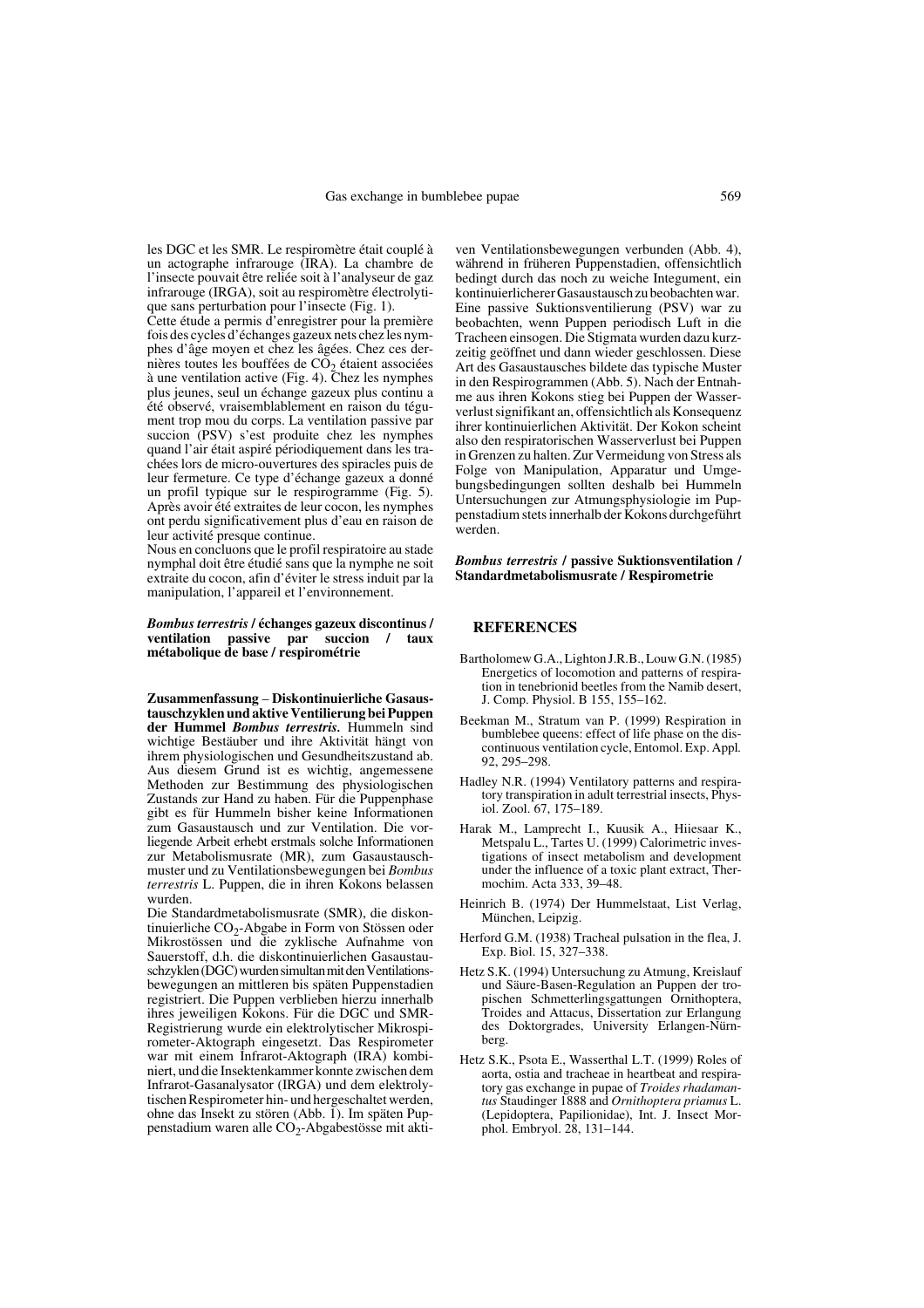les DGC et les SMR. Le respiromètre était couplé à un actographe infrarouge (IRA). La chambre de l'insecte pouvait être reliée soit à l'analyseur de gaz infrarouge (IRGA), soit au respiromètre électrolytique sans perturbation pour l'insecte (Fig. 1).

Cette étude a permis d'enregistrer pour la première fois des cycles d'échanges gazeux nets chez les nymphes d'âge moyen et chez les âgées. Chez ces dernières toutes les bouffées de $CO_2$ étaient associées à une ventilation active (Fig. 4). Chez les nymphes plus jeunes, seul un échange gazeux plus continu a été observé, vraisemblablement en raison du tégument trop mou du corps. La ventilation passive par succion (PSV) s'est produite chez les nymphes quand l'air était aspiré périodiquement dans les trachées lors de micro-ouvertures des spiracles puis de leur fermeture. Ce type d'échange gazeux a donné un profil typique sur le respirogramme (Fig. 5). Après avoir été extraites de leur cocon, les nymphes ont perdu significativement plus d'eau en raison de leur activité presque continue.

Nous en concluons que le profil respiratoire au stade nymphal doit être étudié sans que la nymphe ne soit extraite du cocon, afin d'éviter le stress induit par la manipulation, l'appareil et l'environnement.

***Bombus terrestris* / échanges gazeux discontinus / ventilation passive par succion / taux métabolique de base / respirométrie**

**Zusammenfassung – Diskontinuierliche Gasaustauschzyklen und aktive Ventilierung bei Puppen der Hummel *Bombus terrestris*.** Hummeln sind wichtige Bestäuber und ihre Aktivität hängt von ihrem physiologischen und Gesundheitszustand ab. Aus diesem Grund ist es wichtig, angemessene Methoden zur Bestimmung des physiologischen Zustands zur Hand zu haben. Für die Puppenphase gibt es für Hummeln bisher keine Informationen zum Gasaustausch und zur Ventilation. Die vorliegende Arbeit erhebt erstmals solche Informationen zur Metabolismusrate (MR), zum Gasaustauschmuster und zu Ventilationsbewegungen bei *Bombus terrestris* L. Puppen, die in ihren Kokons belassen wurden.

Die Standardmetabolismusrate (SMR), die diskontinuierliche $CO_2$-Abgabe in Form von Stössen oder Mikrostössen und die zyklische Aufnahme von Sauerstoff, d.h. die diskontinuierlichen Gasaustauschzyklen (DGC) wurden simultan mit den Ventilationsbewegungen an mittleren bis späten Puppenstadien registriert. Die Puppen verblieben hierzu innerhalb ihres jeweiligen Kokons. Für die DGC und SMR-Registrierung wurde ein elektrolytischer Mikrospirometer-Aktograph eingesetzt. Das Respirometer war mit einem Infrarot-Aktograph (IRA) kombiniert, und die Insektenkammer konnte zwischen dem Infrarot-Gasanalysator (IRGA) und dem elektrolytischen Respirometer hin- und hergeschaltet werden, ohne das Insekt zu stören (Abb. 1). Im späten Puppenstadium waren alle $CO_2$-Abgabestösse mit aktiven Ventilationsbewegungen verbunden (Abb. 4), während in früheren Puppenstadien, offensichtlich bedingt durch das noch zu weiche Integument, ein kontinuierlicherer Gasaustausch zu beobachten war. Eine passive Suktionsventilierung (PSV) war zu beobachten, wenn Puppen periodisch Luft in die Tracheen einsogen. Die Stigmata wurden dazu kurzzeitig geöffnet und dann wieder geschlossen. Diese Art des Gasaustausches bildete das typische Muster in den Respirogrammen (Abb. 5). Nach der Entnahme aus ihren Kokons stieg bei Puppen der Wasserverlust signifikant an, offensichtlich als Konsequenz ihrer kontinuierlichen Aktivität. Der Kokon scheint also den respiratorischen Wasserverlust bei Puppen in Grenzen zu halten. Zur Vermeidung von Stress als Folge von Manipulation, Apparatur und Umgebungsbedingungen sollten deshalb bei Hummeln Untersuchungen zur Atmungsphysiologie im Puppenstadium stets innerhalb der Kokons durchgeführt werden.

***Bombus terrestris* / passive Suktionsventilation / Standardmetabolismusrate / Respirometrie**

## REFERENCES

Bartholomew G.A., Lighton J.R.B., Louw G.N. (1985) Energetics of locomotion and patterns of respiration in tenebrionid beetles from the Namib desert, J. Comp. Physiol. B 155, 155–162.

Beekman M., Stratum van P. (1999) Respiration in bumblebee queens: effect of life phase on the discontinuous ventilation cycle, Entomol. Exp. Appl. 92, 295–298.

Hadley N.R. (1994) Ventilatory patterns and respiratory transpiration in adult terrestrial insects, Physiol. Zool. 67, 175–189.

Harak M., Lamprecht I., Kuusik A., Hiiesaar K., Metspalu L., Tartes U. (1999) Calorimetric investigations of insect metabolism and development under the influence of a toxic plant extract, Thermochim. Acta 333, 39–48.

Heinrich B. (1974) Der Hummelstaat, List Verlag, München, Leipzig.

Herford G.M. (1938) Tracheal pulsation in the flea, J. Exp. Biol. 15, 327–338.

Hetz S.K. (1994) Untersuchung zu Atmung, Kreislauf und Säure-Basen-Regulation an Puppen der tropischen Schmetterlingsgattungen Ornithoptera, Troides and Attacus, Dissertation zur Erlangung des Doktorgrades, University Erlangen-Nürnberg.

Hetz S.K., Psota E., Wasserthal L.T. (1999) Roles of aorta, ostia and tracheae in heartbeat and respiratory gas exchange in pupae of *Troides rhadamantus* Staudinger 1888 and *Ornithoptera priamus* L. (Lepidoptera, Papilionidae), Int. J. Insect Morphol. Embryol. 28, 131–144.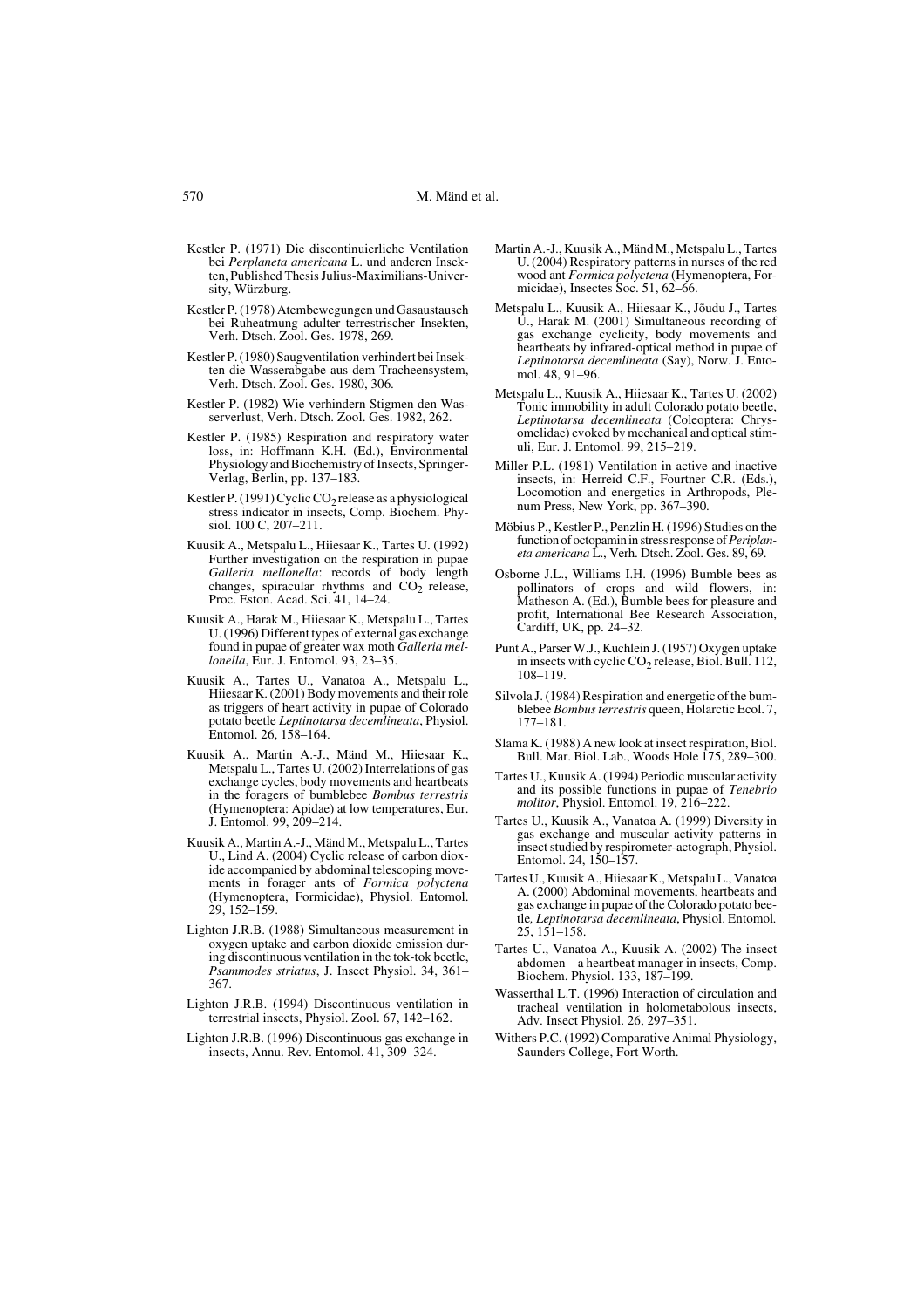Kestler P. (1971) Die discontinuierliche Ventilation bei *Perplaneta americana* L. und anderen Insekten, Published Thesis Julius-Maximilians-University, Würzburg.

Kestler P. (1978) Atembewegungen und Gasaustausch bei Ruheatmung adulter terrestrischer Insekten, Verh. Dtsch. Zool. Ges. 1978, 269.

Kestler P. (1980) Saugventilation verhindert bei Insekten die Wasserabgabe aus dem Tracheensystem, Verh. Dtsch. Zool. Ges. 1980, 306.

Kestler P. (1982) Wie verhindern Stigmen den Wasserverlust, Verh. Dtsch. Zool. Ges. 1982, 262.

Kestler P. (1985) Respiration and respiratory water loss, in: Hoffmann K.H. (Ed.), Environmental Physiology and Biochemistry of Insects, Springer-Verlag, Berlin, pp. 137–183.

Kestler P. (1991) Cyclic $CO_2$ release as a physiological stress indicator in insects, Comp. Biochem. Physiol. 100 C, 207–211.

Kuusik A., Metspalu L., Hiiesaar K., Tartes U. (1992) Further investigation on the respiration in pupae *Galleria mellonella*: records of body length changes, spiracular rhythms and $CO_2$ release, Proc. Eston. Acad. Sci. 41, 14–24.

Kuusik A., Harak M., Hiiesaar K., Metspalu L., Tartes U. (1996) Different types of external gas exchange found in pupae of greater wax moth *Galleria mellonella*, Eur. J. Entomol. 93, 23–35.

Kuusik A., Tartes U., Vanatoa A., Metspalu L., Hiiesaar K. (2001) Body movements and their role as triggers of heart activity in pupae of Colorado potato beetle *Leptinotarsa decemlineata*, Physiol. Entomol. 26, 158–164.

Kuusik A., Martin A.-J., Mänd M., Hiiesaar K., Metspalu L., Tartes U. (2002) Interrelations of gas exchange cycles, body movements and heartbeats in the foragers of bumblebee *Bombus terrestris* (Hymenoptera: Apidae) at low temperatures, Eur. J. Entomol. 99, 209–214.

Kuusik A., Martin A.-J., Mänd M., Metspalu L., Tartes U., Lind A. (2004) Cyclic release of carbon dioxide accompanied by abdominal telescoping movements in forager ants of *Formica polyctena* (Hymenoptera, Formicidae), Physiol. Entomol. 29, 152–159.

Lighton J.R.B. (1988) Simultaneous measurement in oxygen uptake and carbon dioxide emission during discontinuous ventilation in the tok-tok beetle, *Psammodes striatus*, J. Insect Physiol. 34, 361–367.

Lighton J.R.B. (1994) Discontinuous ventilation in terrestrial insects, Physiol. Zool. 67, 142–162.

Lighton J.R.B. (1996) Discontinuous gas exchange in insects, Annu. Rev. Entomol. 41, 309–324.

Martin A.-J., Kuusik A., Mänd M., Metspalu L., Tartes U. (2004) Respiratory patterns in nurses of the red wood ant *Formica polyctena* (Hymenoptera, Formicidae), Insectes Soc. 51, 62–66.

Metspalu L., Kuusik A., Hiiesaar K., Jõudu J., Tartes U., Harak M. (2001) Simultaneous recording of gas exchange cyclicity, body movements and heartbeats by infrared-optical method in pupae of *Leptinotarsa decemlineata* (Say), Norw. J. Entomol. 48, 91–96.

Metspalu L., Kuusik A., Hiiesaar K., Tartes U. (2002) Tonic immobility in adult Colorado potato beetle, *Leptinotarsa decemlineata* (Coleoptera: Chrysomelidae) evoked by mechanical and optical stimuli, Eur. J. Entomol. 99, 215–219.

Miller P.L. (1981) Ventilation in active and inactive insects, in: Herreid C.F., Fourtner C.R. (Eds.), Locomotion and energetics in Arthropods, Plenum Press, New York, pp. 367–390.

Möbius P., Kestler P., Penzlin H. (1996) Studies on the function of octopamin in stress response of *Periplaneta americana* L., Verh. Dtsch. Zool. Ges. 89, 69.

Osborne J.L., Williams I.H. (1996) Bumble bees as pollinators of crops and wild flowers, in: Matheson A. (Ed.), Bumble bees for pleasure and profit, International Bee Research Association, Cardiff, UK, pp. 24–32.

Punt A., Parser W.J., Kuchlein J. (1957) Oxygen uptake in insects with cyclic $CO_2$ release, Biol. Bull. 112, 108–119.

Silvola J. (1984) Respiration and energetic of the bumblebee *Bombus terrestris* queen, Holarctic Ecol. 7, 177–181.

Slama K. (1988) A new look at insect respiration, Biol. Bull. Mar. Biol. Lab., Woods Hole 175, 289–300.

Tartes U., Kuusik A. (1994) Periodic muscular activity and its possible functions in pupae of *Tenebrio molitor*, Physiol. Entomol. 19, 216–222.

Tartes U., Kuusik A., Vanatoa A. (1999) Diversity in gas exchange and muscular activity patterns in insect studied by respirometer-actograph, Physiol. Entomol. 24, 150–157.

Tartes U., Kuusik A., Hiiesaar K., Metspalu L., Vanatoa A. (2000) Abdominal movements, heartbeats and gas exchange in pupae of the Colorado potato beetle, *Leptinotarsa decemlineata*, Physiol. Entomol. 25, 151–158.

Tartes U., Vanatoa A., Kuusik A. (2002) The insect abdomen – a heartbeat manager in insects, Comp. Biochem. Physiol. 133, 187–199.

Wasserthal L.T. (1996) Interaction of circulation and tracheal ventilation in holometabolous insects, Adv. Insect Physiol. 26, 297–351.

Withers P.C. (1992) Comparative Animal Physiology, Saunders College, Fort Worth.